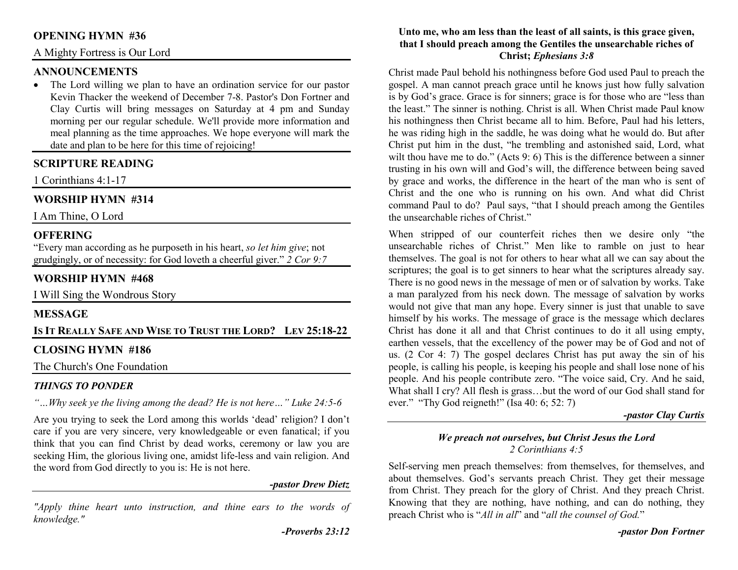## OPENING HYMN #36

A Mighty Fortress is Our Lord

## ANNOUNCEMENTS

- The Lord willing we plan to have an ordination service for our pastor Kevin Thacker the weekend of December 7-8. Pastor's Don Fortner and Clay Curtis will bring messages on Saturday at 4 pm and Sunday morning per our regular schedule. We'll provide more information and meal planning as the time approaches. We hope everyone will mark the date and plan to be here for this time of rejoicing!

## SCRIPTURE READING

1 Corinthians 4:1-17

## WORSHIP HYMN #314

I Am Thine, O Lord

## OFFERING

"Every man according as he purposeth in his heart, *so let him give*; not grudgingly, or of necessity: for God loveth a cheerful giver." *2 Cor 9:7*

## WORSHIP HYMN #468

I Will Sing the Wondrous Story

## MESSAGE

**IS IT REALLY SAFE AND WISE TO TRUST THE LORD? LEV 25:18-22**

## CLOSING HYMN #186

The Church's One Foundation

### *THINGS TO PONDER*

*"…Why seek ye the living among the dead? He is not here…" Luke 24:5-6*

Are you trying to seek the Lord among this worlds 'dead' religion? I don't care if you are very sincere, very knowledgeable or even fanatical; if you think that you can find Christ by dead works, ceremony or law you are seeking Him, the glorious living one, amidst life-less and vain religion. And the word from God directly to you is: He is not here.

***-pastor Drew Dietz***

*"Apply thine heart unto instruction, and thine ears to the words of knowledge."*

***-Proverbs 23:12***

**Unto me, who am less than the least of all saints, is this grace given, that I should preach among the Gentiles the unsearchable riches of Christ;** ***Ephesians 3:8***

Christ made Paul behold his nothingness before God used Paul to preach the gospel. A man cannot preach grace until he knows just how fully salvation is by God's grace. Grace is for sinners; grace is for those who are "less than the least." The sinner is nothing. Christ is all. When Christ made Paul know his nothingness then Christ became all to him. Before, Paul had his letters, he was riding high in the saddle, he was doing what he would do. But after Christ put him in the dust, "he trembling and astonished said, Lord, what wilt thou have me to do." (Acts 9: 6) This is the difference between a sinner trusting in his own will and God's will, the difference between being saved by grace and works, the difference in the heart of the man who is sent of Christ and the one who is running on his own. And what did Christ command Paul to do? Paul says, "that I should preach among the Gentiles the unsearchable riches of Christ."

When stripped of our counterfeit riches then we desire only "the unsearchable riches of Christ." Men like to ramble on just to hear themselves. The goal is not for others to hear what all we can say about the scriptures; the goal is to get sinners to hear what the scriptures already say. There is no good news in the message of men or of salvation by works. Take a man paralyzed from his neck down. The message of salvation by works would not give that man any hope. Every sinner is just that unable to save himself by his works. The message of grace is the message which declares Christ has done it all and that Christ continues to do it all using empty, earthen vessels, that the excellency of the power may be of God and not of us. (2 Cor 4: 7) The gospel declares Christ has put away the sin of his people, is calling his people, is keeping his people and shall lose none of his people. And his people contribute zero. "The voice said, Cry. And he said, What shall I cry? All flesh is grass…but the word of our God shall stand for ever." "Thy God reigneth!" (Isa 40: 6; 52: 7)

***-pastor Clay Curtis***

***We preach not ourselves, but Christ Jesus the Lord***
*2 Corinthians 4:5*

Self-serving men preach themselves: from themselves, for themselves, and about themselves. God's servants preach Christ. They get their message from Christ. They preach for the glory of Christ. And they preach Christ. Knowing that they are nothing, have nothing, and can do nothing, they preach Christ who is "*All in all*" and "*all the counsel of God.*"

***-pastor Don Fortner***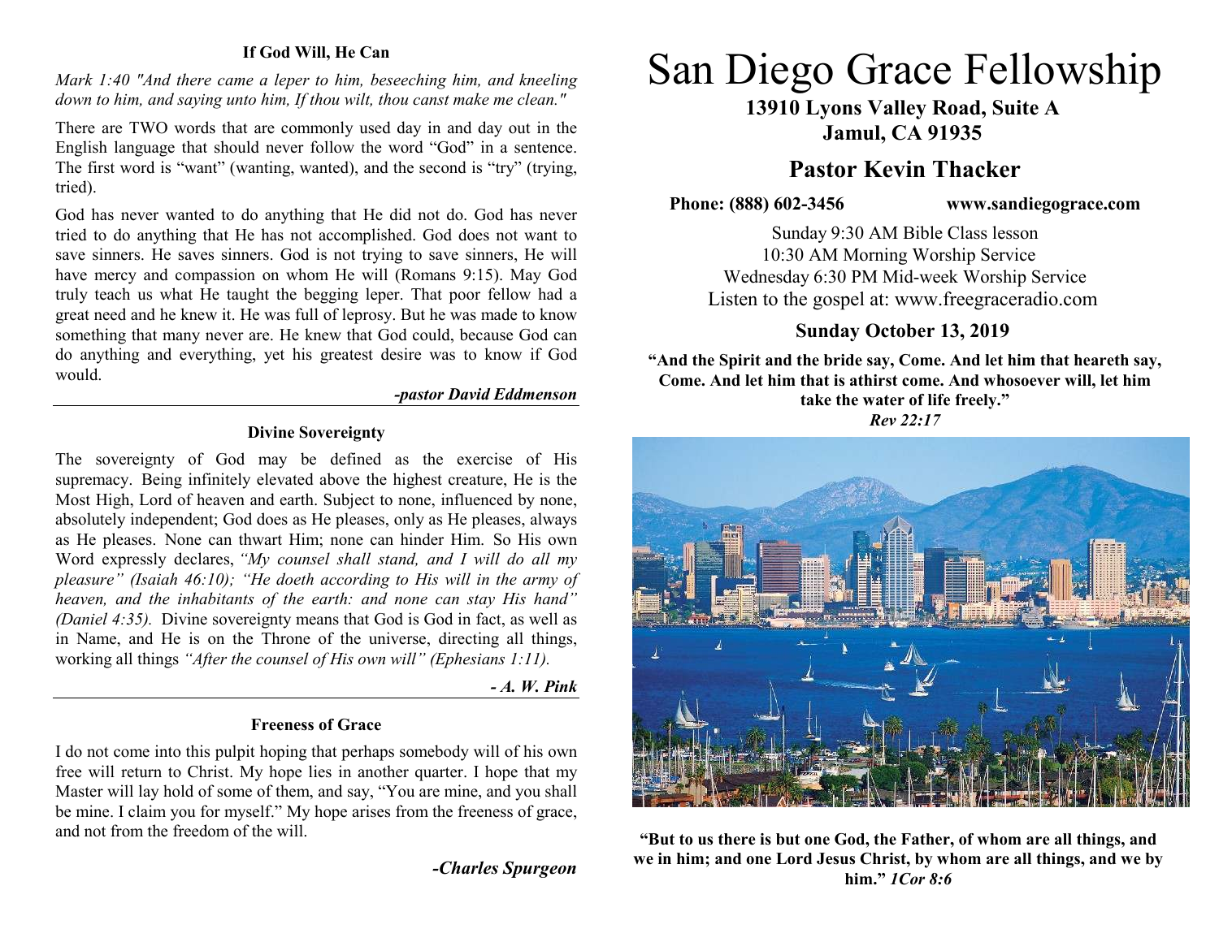### If God Will, He Can

*Mark 1:40 "And there came a leper to him, beseeching him, and kneeling down to him, and saying unto him, If thou wilt, thou canst make me clean."*

There are TWO words that are commonly used day in and day out in the English language that should never follow the word "God" in a sentence. The first word is "want" (wanting, wanted), and the second is "try" (trying, tried).

God has never wanted to do anything that He did not do. God has never tried to do anything that He has not accomplished. God does not want to save sinners. He saves sinners. God is not trying to save sinners, He will have mercy and compassion on whom He will (Romans 9:15). May God truly teach us what He taught the begging leper. That poor fellow had a great need and he knew it. He was full of leprosy. But he was made to know something that many never are. He knew that God could, because God can do anything and everything, yet his greatest desire was to know if God would.

***-pastor David Eddmenson***

---

### Divine Sovereignty

The sovereignty of God may be defined as the exercise of His supremacy. Being infinitely elevated above the highest creature, He is the Most High, Lord of heaven and earth. Subject to none, influenced by none, absolutely independent; God does as He pleases, only as He pleases, always as He pleases. None can thwart Him; none can hinder Him. So His own Word expressly declares, *"My counsel shall stand, and I will do all my pleasure" (Isaiah 46:10); "He doeth according to His will in the army of heaven, and the inhabitants of the earth: and none can stay His hand" (Daniel 4:35).* Divine sovereignty means that God is God in fact, as well as in Name, and He is on the Throne of the universe, directing all things, working all things *"After the counsel of His own will" (Ephesians 1:11).*

***- A. W. Pink***

---

### Freeness of Grace

I do not come into this pulpit hoping that perhaps somebody will of his own free will return to Christ. My hope lies in another quarter. I hope that my Master will lay hold of some of them, and say, "You are mine, and you shall be mine. I claim you for myself." My hope arises from the freeness of grace, and not from the freedom of the will.

***-Charles Spurgeon***

# San Diego Grace Fellowship

**13910 Lyons Valley Road, Suite A**
**Jamul, CA 91935**

## Pastor Kevin Thacker

**Phone: (888) 602-3456** **www.sandiegograce.com**

Sunday 9:30 AM Bible Class lesson
10:30 AM Morning Worship Service
Wednesday 6:30 PM Mid-week Worship Service
Listen to the gospel at: www.freegraceradio.com

### Sunday October 13, 2019

**"And the Spirit and the bride say, Come. And let him that heareth say, Come. And let him that is athirst come. And whosoever will, let him take the water of life freely."**
***Rev 22:17***

**"But to us there is but one God, the Father, of whom are all things, and we in him; and one Lord Jesus Christ, by whom are all things, and we by him."** ***1Cor 8:6***